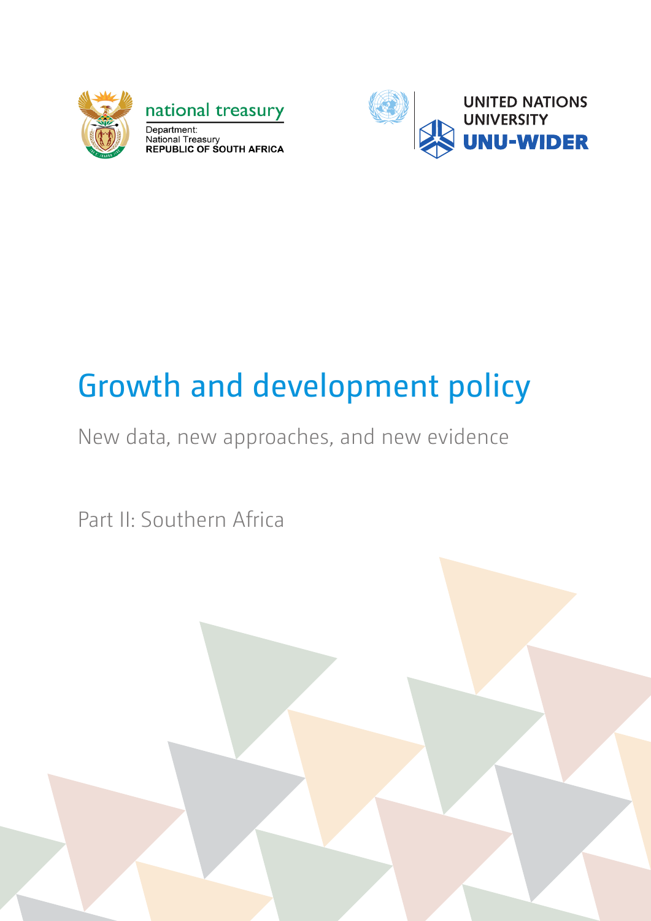national treasury

Department:
National Treasury
REPUBLIC OF SOUTH AFRICA

UNITED NATIONS UNIVERSITY

UNU-WIDER

# Growth and development policy

New data, new approaches, and new evidence

Part II: Southern Africa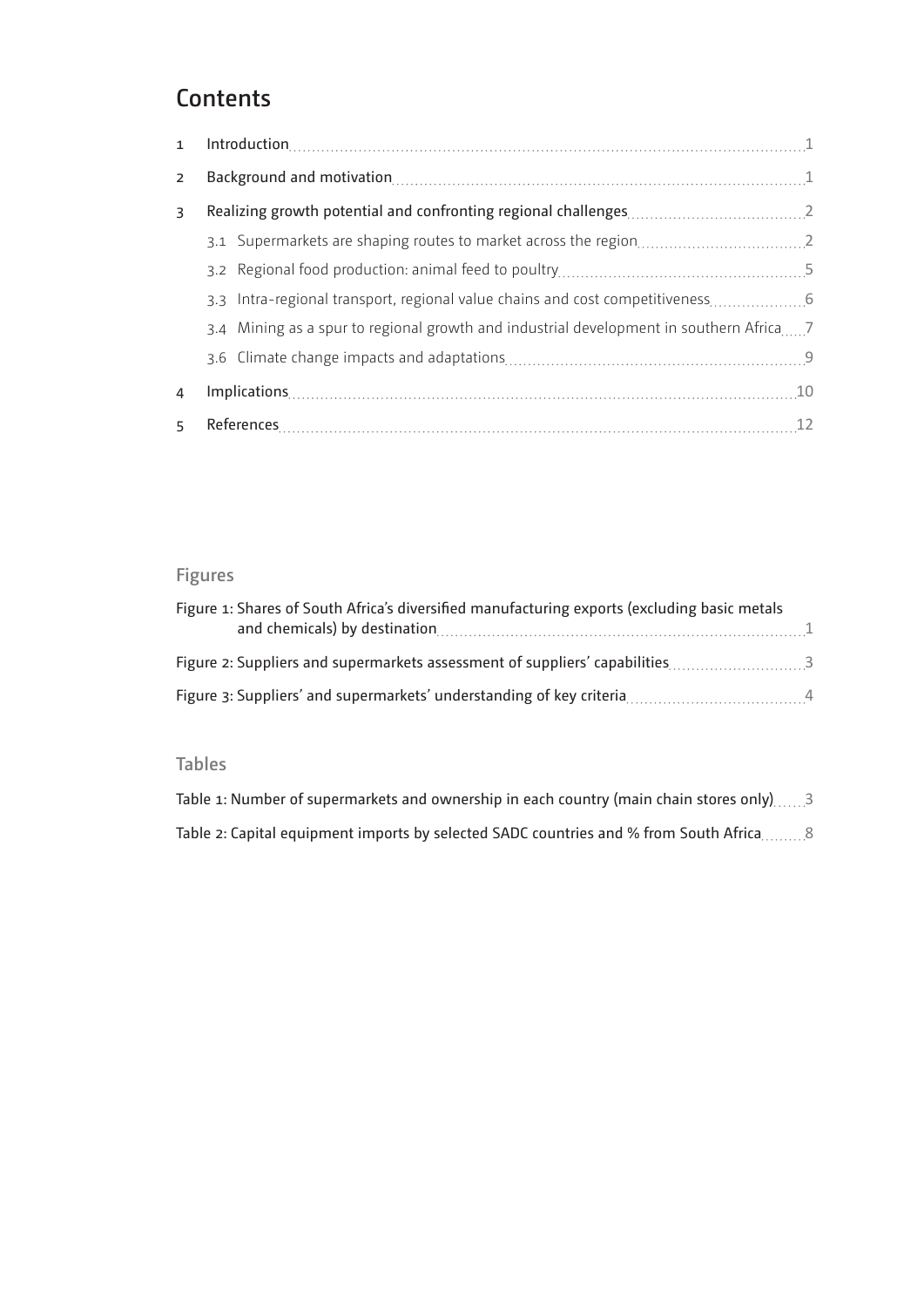# Contents

1 Introduction 1

2 Background and motivation 1

3 Realizing growth potential and confronting regional challenges 2

- 3.1 Supermarkets are shaping routes to market across the region 2
- 3.2 Regional food production: animal feed to poultry 5
- 3.3 Intra-regional transport, regional value chains and cost competitiveness 6
- 3.4 Mining as a spur to regional growth and industrial development in southern Africa 7
- 3.6 Climate change impacts and adaptations 9

4 Implications 10

5 References 12

## Figures

Figure 1: Shares of South Africa's diversified manufacturing exports (excluding basic metals and chemicals) by destination 1

Figure 2: Suppliers and supermarkets assessment of suppliers' capabilities 3

Figure 3: Suppliers' and supermarkets' understanding of key criteria 4

## Tables

Table 1: Number of supermarkets and ownership in each country (main chain stores only) 3

Table 2: Capital equipment imports by selected SADC countries and % from South Africa 8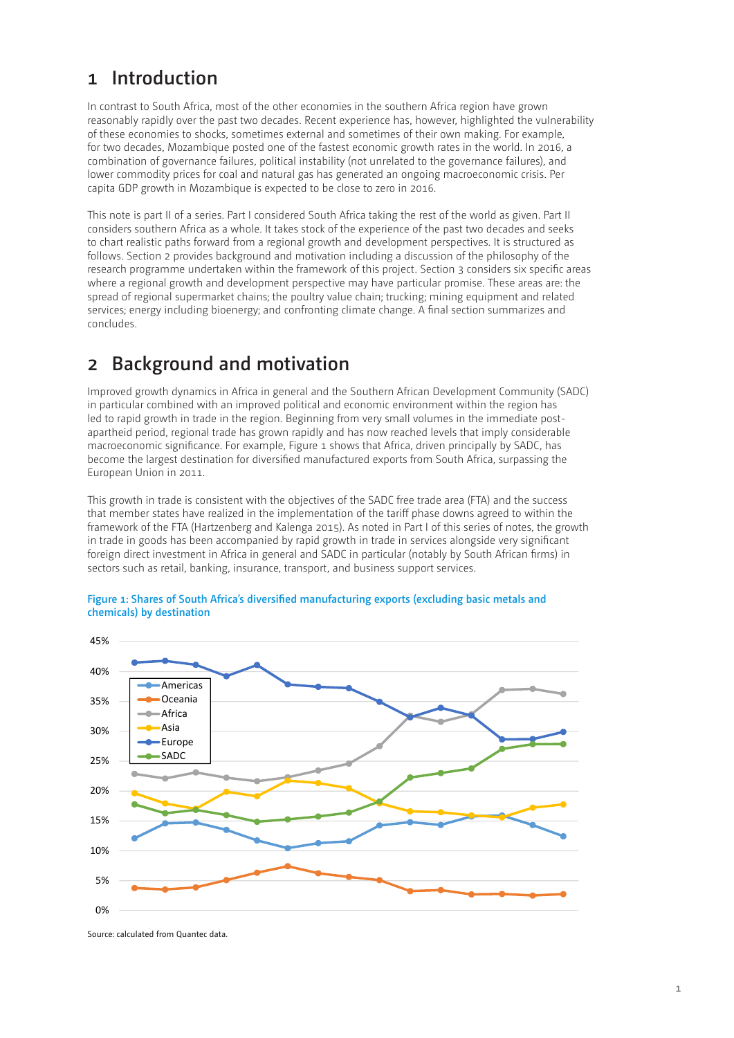# 1 Introduction

In contrast to South Africa, most of the other economies in the southern Africa region have grown reasonably rapidly over the past two decades. Recent experience has, however, highlighted the vulnerability of these economies to shocks, sometimes external and sometimes of their own making. For example, for two decades, Mozambique posted one of the fastest economic growth rates in the world. In 2016, a combination of governance failures, political instability (not unrelated to the governance failures), and lower commodity prices for coal and natural gas has generated an ongoing macroeconomic crisis. Per capita GDP growth in Mozambique is expected to be close to zero in 2016.

This note is part II of a series. Part I considered South Africa taking the rest of the world as given. Part II considers southern Africa as a whole. It takes stock of the experience of the past two decades and seeks to chart realistic paths forward from a regional growth and development perspectives. It is structured as follows. Section 2 provides background and motivation including a discussion of the philosophy of the research programme undertaken within the framework of this project. Section 3 considers six specific areas where a regional growth and development perspective may have particular promise. These areas are: the spread of regional supermarket chains; the poultry value chain; trucking; mining equipment and related services; energy including bioenergy; and confronting climate change. A final section summarizes and concludes.

# 2 Background and motivation

Improved growth dynamics in Africa in general and the Southern African Development Community (SADC) in particular combined with an improved political and economic environment within the region has led to rapid growth in trade in the region. Beginning from very small volumes in the immediate post-apartheid period, regional trade has grown rapidly and has now reached levels that imply considerable macroeconomic significance. For example, Figure 1 shows that Africa, driven principally by SADC, has become the largest destination for diversified manufactured exports from South Africa, surpassing the European Union in 2011.

This growth in trade is consistent with the objectives of the SADC free trade area (FTA) and the success that member states have realized in the implementation of the tariff phase downs agreed to within the framework of the FTA (Hartzenberg and Kalenga 2015). As noted in Part I of this series of notes, the growth in trade in goods has been accompanied by rapid growth in trade in services alongside very significant foreign direct investment in Africa in general and SADC in particular (notably by South African firms) in sectors such as retail, banking, insurance, transport, and business support services.

**Figure 1: Shares of South Africa's diversified manufacturing exports (excluding basic metals and chemicals) by destination**

Source: calculated from Quantec data.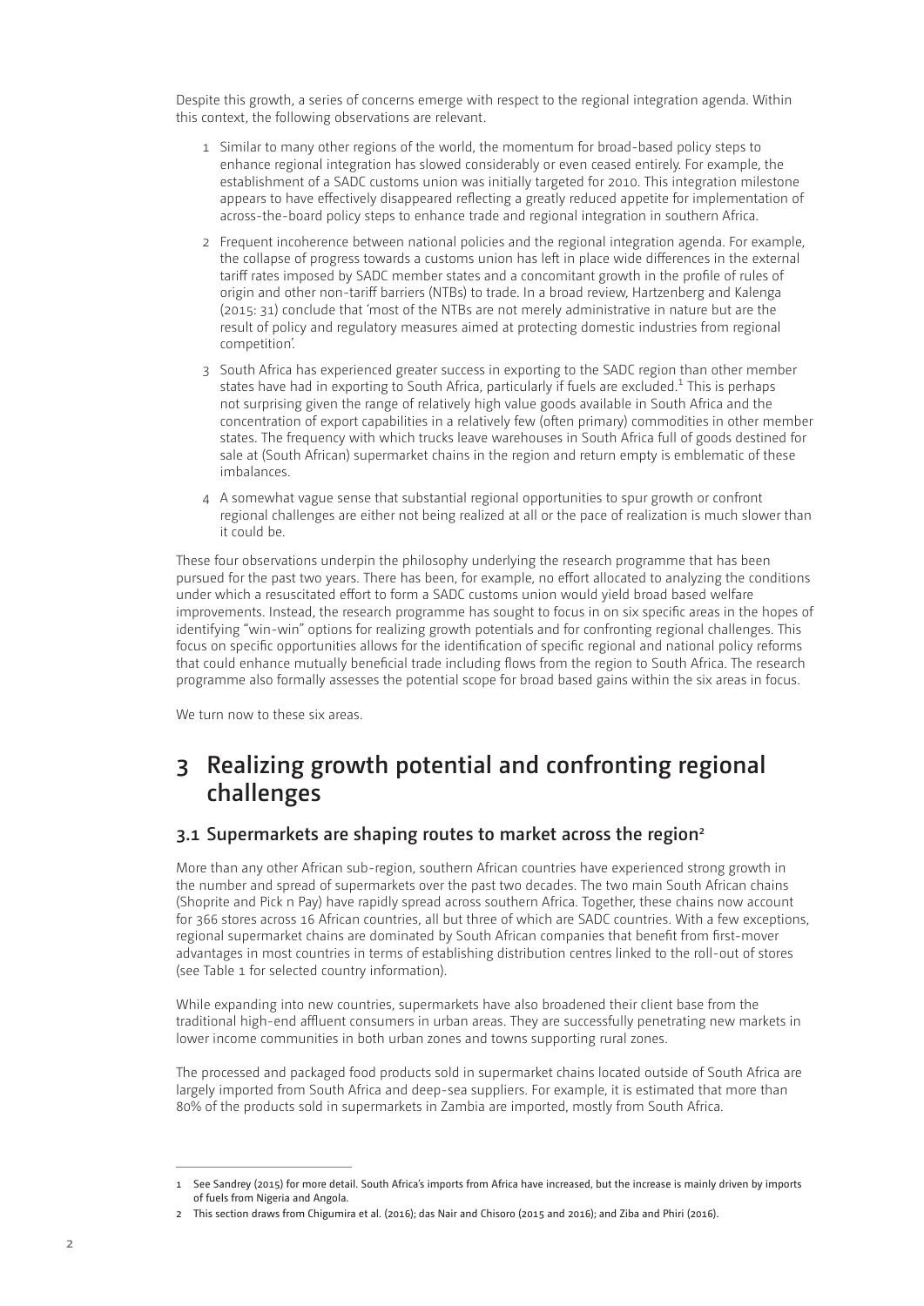Despite this growth, a series of concerns emerge with respect to the regional integration agenda. Within this context, the following observations are relevant.

1. Similar to many other regions of the world, the momentum for broad-based policy steps to enhance regional integration has slowed considerably or even ceased entirely. For example, the establishment of a SADC customs union was initially targeted for 2010. This integration milestone appears to have effectively disappeared reflecting a greatly reduced appetite for implementation of across-the-board policy steps to enhance trade and regional integration in southern Africa.
2. Frequent incoherence between national policies and the regional integration agenda. For example, the collapse of progress towards a customs union has left in place wide differences in the external tariff rates imposed by SADC member states and a concomitant growth in the profile of rules of origin and other non-tariff barriers (NTBs) to trade. In a broad review, Hartzenberg and Kalenga (2015: 31) conclude that 'most of the NTBs are not merely administrative in nature but are the result of policy and regulatory measures aimed at protecting domestic industries from regional competition'.
3. South Africa has experienced greater success in exporting to the SADC region than other member states have had in exporting to South Africa, particularly if fuels are excluded.[1] This is perhaps not surprising given the range of relatively high value goods available in South Africa and the concentration of export capabilities in a relatively few (often primary) commodities in other member states. The frequency with which trucks leave warehouses in South Africa full of goods destined for sale at (South African) supermarket chains in the region and return empty is emblematic of these imbalances.
4. A somewhat vague sense that substantial regional opportunities to spur growth or confront regional challenges are either not being realized at all or the pace of realization is much slower than it could be.

These four observations underpin the philosophy underlying the research programme that has been pursued for the past two years. There has been, for example, no effort allocated to analyzing the conditions under which a resuscitated effort to form a SADC customs union would yield broad based welfare improvements. Instead, the research programme has sought to focus in on six specific areas in the hopes of identifying "win-win" options for realizing growth potentials and for confronting regional challenges. This focus on specific opportunities allows for the identification of specific regional and national policy reforms that could enhance mutually beneficial trade including flows from the region to South Africa. The research programme also formally assesses the potential scope for broad based gains within the six areas in focus.

We turn now to these six areas.

# 3 Realizing growth potential and confronting regional challenges

## 3.1 Supermarkets are shaping routes to market across the region[2]

More than any other African sub-region, southern African countries have experienced strong growth in the number and spread of supermarkets over the past two decades. The two main South African chains (Shoprite and Pick n Pay) have rapidly spread across southern Africa. Together, these chains now account for 366 stores across 16 African countries, all but three of which are SADC countries. With a few exceptions, regional supermarket chains are dominated by South African companies that benefit from first-mover advantages in most countries in terms of establishing distribution centres linked to the roll-out of stores (see Table 1 for selected country information).

While expanding into new countries, supermarkets have also broadened their client base from the traditional high-end affluent consumers in urban areas. They are successfully penetrating new markets in lower income communities in both urban zones and towns supporting rural zones.

The processed and packaged food products sold in supermarket chains located outside of South Africa are largely imported from South Africa and deep-sea suppliers. For example, it is estimated that more than 80% of the products sold in supermarkets in Zambia are imported, mostly from South Africa.

---

1 See Sandrey (2015) for more detail. South Africa's imports from Africa have increased, but the increase is mainly driven by imports of fuels from Nigeria and Angola.

2 This section draws from Chigumira et al. (2016); das Nair and Chisoro (2015 and 2016); and Ziba and Phiri (2016).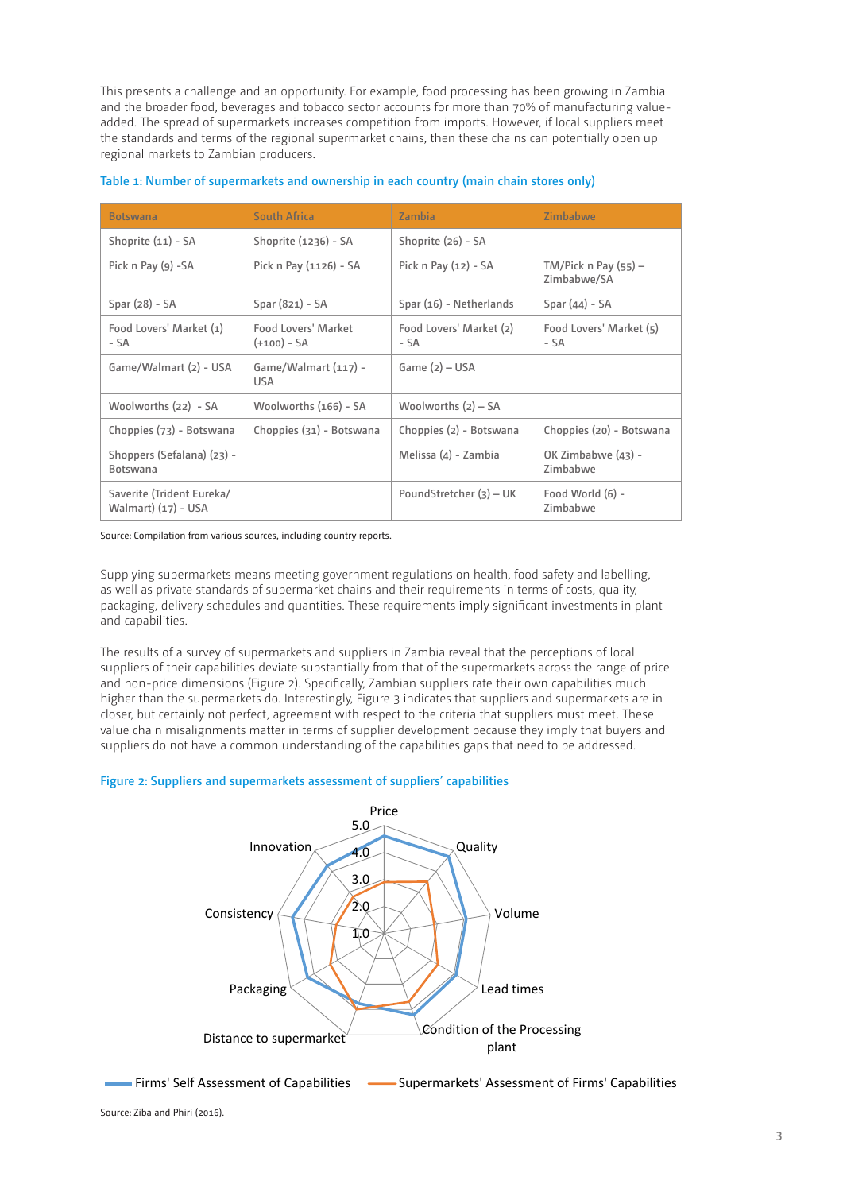This presents a challenge and an opportunity. For example, food processing has been growing in Zambia and the broader food, beverages and tobacco sector accounts for more than 70% of manufacturing value-added. The spread of supermarkets increases competition from imports. However, if local suppliers meet the standards and terms of the regional supermarket chains, then these chains can potentially open up regional markets to Zambian producers.

**Table 1: Number of supermarkets and ownership in each country (main chain stores only)**

| Botswana | South Africa | Zambia | Zimbabwe |
|---|---|---|---|
| Shoprite (11) - SA | Shoprite (1236) - SA | Shoprite (26) - SA | |
| Pick n Pay (9) -SA | Pick n Pay (1126) - SA | Pick n Pay (12) - SA | TM/Pick n Pay (55) – Zimbabwe/SA |
| Spar (28) - SA | Spar (821) - SA | Spar (16) - Netherlands | Spar (44) - SA |
| Food Lovers' Market (1) - SA | Food Lovers' Market (+100) - SA | Food Lovers' Market (2) - SA | Food Lovers' Market (5) - SA |
| Game/Walmart (2) - USA | Game/Walmart (117) - USA | Game (2) – USA | |
| Woolworths (22) - SA | Woolworths (166) - SA | Woolworths (2) – SA | |
| Choppies (73) - Botswana | Choppies (31) - Botswana | Choppies (2) - Botswana | Choppies (20) - Botswana |
| Shoppers (Sefalana) (23) - Botswana | | Melissa (4) - Zambia | OK Zimbabwe (43) - Zimbabwe |
| Saverite (Trident Eureka/ Walmart) (17) - USA | | PoundStretcher (3) – UK | Food World (6) - Zimbabwe |

Source: Compilation from various sources, including country reports.

Supplying supermarkets means meeting government regulations on health, food safety and labelling, as well as private standards of supermarket chains and their requirements in terms of costs, quality, packaging, delivery schedules and quantities. These requirements imply significant investments in plant and capabilities.

The results of a survey of supermarkets and suppliers in Zambia reveal that the perceptions of local suppliers of their capabilities deviate substantially from that of the supermarkets across the range of price and non-price dimensions (Figure 2). Specifically, Zambian suppliers rate their own capabilities much higher than the supermarkets do. Interestingly, Figure 3 indicates that suppliers and supermarkets are in closer, but certainly not perfect, agreement with respect to the criteria that suppliers must meet. These value chain misalignments matter in terms of supplier development because they imply that buyers and suppliers do not have a common understanding of the capabilities gaps that need to be addressed.

**Figure 2: Suppliers and supermarkets assessment of suppliers' capabilities**

Source: Ziba and Phiri (2016).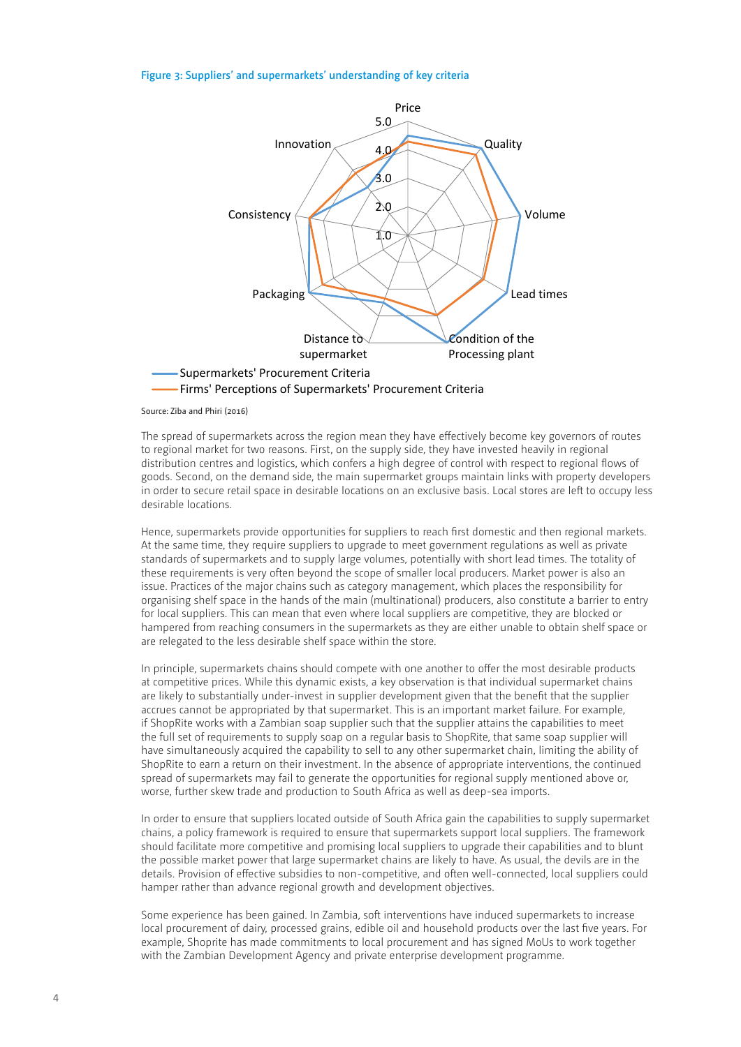Figure 3: Suppliers' and supermarkets' understanding of key criteria

Source: Ziba and Phiri (2016)

The spread of supermarkets across the region mean they have effectively become key governors of routes to regional market for two reasons. First, on the supply side, they have invested heavily in regional distribution centres and logistics, which confers a high degree of control with respect to regional flows of goods. Second, on the demand side, the main supermarket groups maintain links with property developers in order to secure retail space in desirable locations on an exclusive basis. Local stores are left to occupy less desirable locations.

Hence, supermarkets provide opportunities for suppliers to reach first domestic and then regional markets. At the same time, they require suppliers to upgrade to meet government regulations as well as private standards of supermarkets and to supply large volumes, potentially with short lead times. The totality of these requirements is very often beyond the scope of smaller local producers. Market power is also an issue. Practices of the major chains such as category management, which places the responsibility for organising shelf space in the hands of the main (multinational) producers, also constitute a barrier to entry for local suppliers. This can mean that even where local suppliers are competitive, they are blocked or hampered from reaching consumers in the supermarkets as they are either unable to obtain shelf space or are relegated to the less desirable shelf space within the store.

In principle, supermarkets chains should compete with one another to offer the most desirable products at competitive prices. While this dynamic exists, a key observation is that individual supermarket chains are likely to substantially under-invest in supplier development given that the benefit that the supplier accrues cannot be appropriated by that supermarket. This is an important market failure. For example, if ShopRite works with a Zambian soap supplier such that the supplier attains the capabilities to meet the full set of requirements to supply soap on a regular basis to ShopRite, that same soap supplier will have simultaneously acquired the capability to sell to any other supermarket chain, limiting the ability of ShopRite to earn a return on their investment. In the absence of appropriate interventions, the continued spread of supermarkets may fail to generate the opportunities for regional supply mentioned above or, worse, further skew trade and production to South Africa as well as deep-sea imports.

In order to ensure that suppliers located outside of South Africa gain the capabilities to supply supermarket chains, a policy framework is required to ensure that supermarkets support local suppliers. The framework should facilitate more competitive and promising local suppliers to upgrade their capabilities and to blunt the possible market power that large supermarket chains are likely to have. As usual, the devils are in the details. Provision of effective subsidies to non-competitive, and often well-connected, local suppliers could hamper rather than advance regional growth and development objectives.

Some experience has been gained. In Zambia, soft interventions have induced supermarkets to increase local procurement of dairy, processed grains, edible oil and household products over the last five years. For example, Shoprite has made commitments to local procurement and has signed MoUs to work together with the Zambian Development Agency and private enterprise development programme.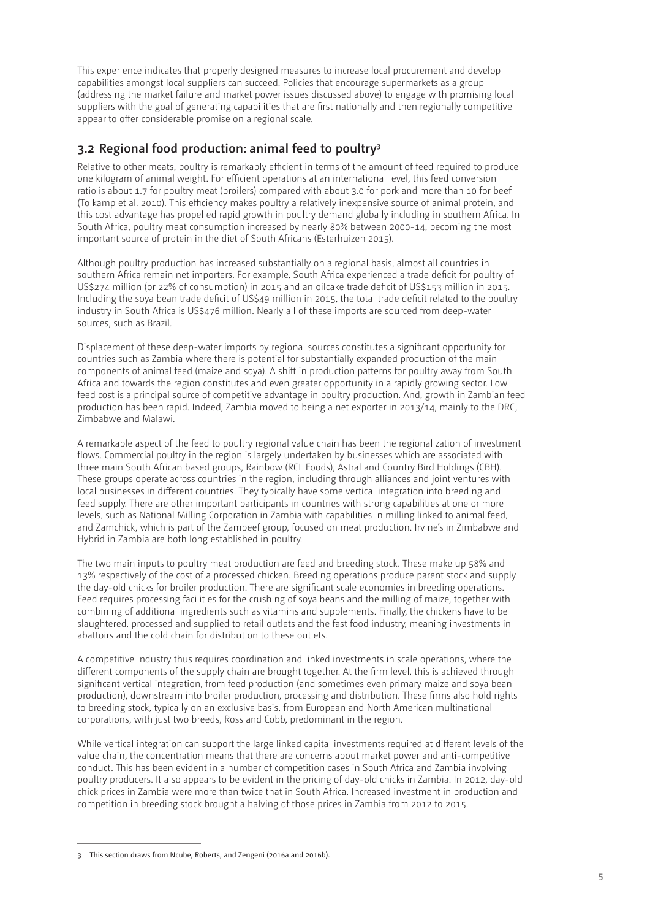This experience indicates that properly designed measures to increase local procurement and develop capabilities amongst local suppliers can succeed. Policies that encourage supermarkets as a group (addressing the market failure and market power issues discussed above) to engage with promising local suppliers with the goal of generating capabilities that are first nationally and then regionally competitive appear to offer considerable promise on a regional scale.

## 3.2 Regional food production: animal feed to poultry[3]

Relative to other meats, poultry is remarkably efficient in terms of the amount of feed required to produce one kilogram of animal weight. For efficient operations at an international level, this feed conversion ratio is about 1.7 for poultry meat (broilers) compared with about 3.0 for pork and more than 10 for beef (Tolkamp et al. 2010). This efficiency makes poultry a relatively inexpensive source of animal protein, and this cost advantage has propelled rapid growth in poultry demand globally including in southern Africa. In South Africa, poultry meat consumption increased by nearly 80% between 2000-14, becoming the most important source of protein in the diet of South Africans (Esterhuizen 2015).

Although poultry production has increased substantially on a regional basis, almost all countries in southern Africa remain net importers. For example, South Africa experienced a trade deficit for poultry of US$274 million (or 22% of consumption) in 2015 and an oilcake trade deficit of US$153 million in 2015. Including the soya bean trade deficit of US$49 million in 2015, the total trade deficit related to the poultry industry in South Africa is US$476 million. Nearly all of these imports are sourced from deep-water sources, such as Brazil.

Displacement of these deep-water imports by regional sources constitutes a significant opportunity for countries such as Zambia where there is potential for substantially expanded production of the main components of animal feed (maize and soya). A shift in production patterns for poultry away from South Africa and towards the region constitutes and even greater opportunity in a rapidly growing sector. Low feed cost is a principal source of competitive advantage in poultry production. And, growth in Zambian feed production has been rapid. Indeed, Zambia moved to being a net exporter in 2013/14, mainly to the DRC, Zimbabwe and Malawi.

A remarkable aspect of the feed to poultry regional value chain has been the regionalization of investment flows. Commercial poultry in the region is largely undertaken by businesses which are associated with three main South African based groups, Rainbow (RCL Foods), Astral and Country Bird Holdings (CBH). These groups operate across countries in the region, including through alliances and joint ventures with local businesses in different countries. They typically have some vertical integration into breeding and feed supply. There are other important participants in countries with strong capabilities at one or more levels, such as National Milling Corporation in Zambia with capabilities in milling linked to animal feed, and Zamchick, which is part of the Zambeef group, focused on meat production. Irvine's in Zimbabwe and Hybrid in Zambia are both long established in poultry.

The two main inputs to poultry meat production are feed and breeding stock. These make up 58% and 13% respectively of the cost of a processed chicken. Breeding operations produce parent stock and supply the day-old chicks for broiler production. There are significant scale economies in breeding operations. Feed requires processing facilities for the crushing of soya beans and the milling of maize, together with combining of additional ingredients such as vitamins and supplements. Finally, the chickens have to be slaughtered, processed and supplied to retail outlets and the fast food industry, meaning investments in abattoirs and the cold chain for distribution to these outlets.

A competitive industry thus requires coordination and linked investments in scale operations, where the different components of the supply chain are brought together. At the firm level, this is achieved through significant vertical integration, from feed production (and sometimes even primary maize and soya bean production), downstream into broiler production, processing and distribution. These firms also hold rights to breeding stock, typically on an exclusive basis, from European and North American multinational corporations, with just two breeds, Ross and Cobb, predominant in the region.

While vertical integration can support the large linked capital investments required at different levels of the value chain, the concentration means that there are concerns about market power and anti-competitive conduct. This has been evident in a number of competition cases in South Africa and Zambia involving poultry producers. It also appears to be evident in the pricing of day-old chicks in Zambia. In 2012, day-old chick prices in Zambia were more than twice that in South Africa. Increased investment in production and competition in breeding stock brought a halving of those prices in Zambia from 2012 to 2015.

---

[3] This section draws from Ncube, Roberts, and Zengeni (2016a and 2016b).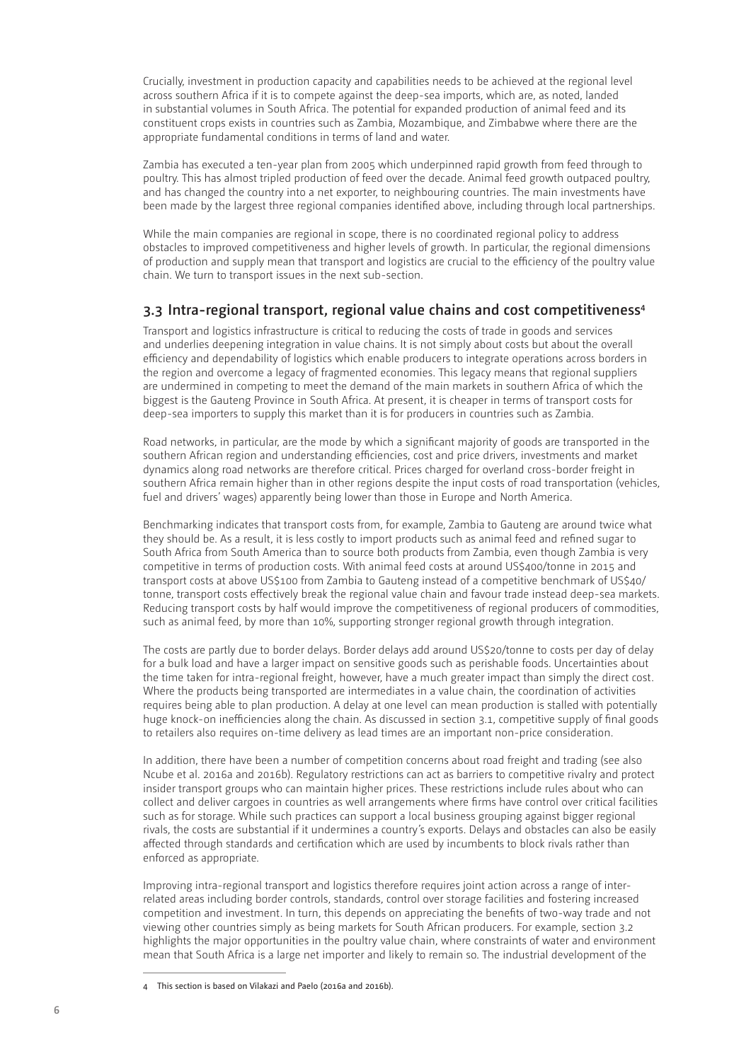Crucially, investment in production capacity and capabilities needs to be achieved at the regional level across southern Africa if it is to compete against the deep-sea imports, which are, as noted, landed in substantial volumes in South Africa. The potential for expanded production of animal feed and its constituent crops exists in countries such as Zambia, Mozambique, and Zimbabwe where there are the appropriate fundamental conditions in terms of land and water.

Zambia has executed a ten-year plan from 2005 which underpinned rapid growth from feed through to poultry. This has almost tripled production of feed over the decade. Animal feed growth outpaced poultry, and has changed the country into a net exporter, to neighbouring countries. The main investments have been made by the largest three regional companies identified above, including through local partnerships.

While the main companies are regional in scope, there is no coordinated regional policy to address obstacles to improved competitiveness and higher levels of growth. In particular, the regional dimensions of production and supply mean that transport and logistics are crucial to the efficiency of the poultry value chain. We turn to transport issues in the next sub-section.

## 3.3 Intra-regional transport, regional value chains and cost competitiveness[4]

Transport and logistics infrastructure is critical to reducing the costs of trade in goods and services and underlies deepening integration in value chains. It is not simply about costs but about the overall efficiency and dependability of logistics which enable producers to integrate operations across borders in the region and overcome a legacy of fragmented economies. This legacy means that regional suppliers are undermined in competing to meet the demand of the main markets in southern Africa of which the biggest is the Gauteng Province in South Africa. At present, it is cheaper in terms of transport costs for deep-sea importers to supply this market than it is for producers in countries such as Zambia.

Road networks, in particular, are the mode by which a significant majority of goods are transported in the southern African region and understanding efficiencies, cost and price drivers, investments and market dynamics along road networks are therefore critical. Prices charged for overland cross-border freight in southern Africa remain higher than in other regions despite the input costs of road transportation (vehicles, fuel and drivers' wages) apparently being lower than those in Europe and North America.

Benchmarking indicates that transport costs from, for example, Zambia to Gauteng are around twice what they should be. As a result, it is less costly to import products such as animal feed and refined sugar to South Africa from South America than to source both products from Zambia, even though Zambia is very competitive in terms of production costs. With animal feed costs at around US$400/tonne in 2015 and transport costs at above US$100 from Zambia to Gauteng instead of a competitive benchmark of US$40/tonne, transport costs effectively break the regional value chain and favour trade instead deep-sea markets. Reducing transport costs by half would improve the competitiveness of regional producers of commodities, such as animal feed, by more than 10%, supporting stronger regional growth through integration.

The costs are partly due to border delays. Border delays add around US$20/tonne to costs per day of delay for a bulk load and have a larger impact on sensitive goods such as perishable foods. Uncertainties about the time taken for intra-regional freight, however, have a much greater impact than simply the direct cost. Where the products being transported are intermediates in a value chain, the coordination of activities requires being able to plan production. A delay at one level can mean production is stalled with potentially huge knock-on inefficiencies along the chain. As discussed in section 3.1, competitive supply of final goods to retailers also requires on-time delivery as lead times are an important non-price consideration.

In addition, there have been a number of competition concerns about road freight and trading (see also Ncube et al. 2016a and 2016b). Regulatory restrictions can act as barriers to competitive rivalry and protect insider transport groups who can maintain higher prices. These restrictions include rules about who can collect and deliver cargoes in countries as well arrangements where firms have control over critical facilities such as for storage. While such practices can support a local business grouping against bigger regional rivals, the costs are substantial if it undermines a country's exports. Delays and obstacles can also be easily affected through standards and certification which are used by incumbents to block rivals rather than enforced as appropriate.

Improving intra-regional transport and logistics therefore requires joint action across a range of inter-related areas including border controls, standards, control over storage facilities and fostering increased competition and investment. In turn, this depends on appreciating the benefits of two-way trade and not viewing other countries simply as being markets for South African producers. For example, section 3.2 highlights the major opportunities in the poultry value chain, where constraints of water and environment mean that South Africa is a large net importer and likely to remain so. The industrial development of the

---

[4] This section is based on Vilakazi and Paelo (2016a and 2016b).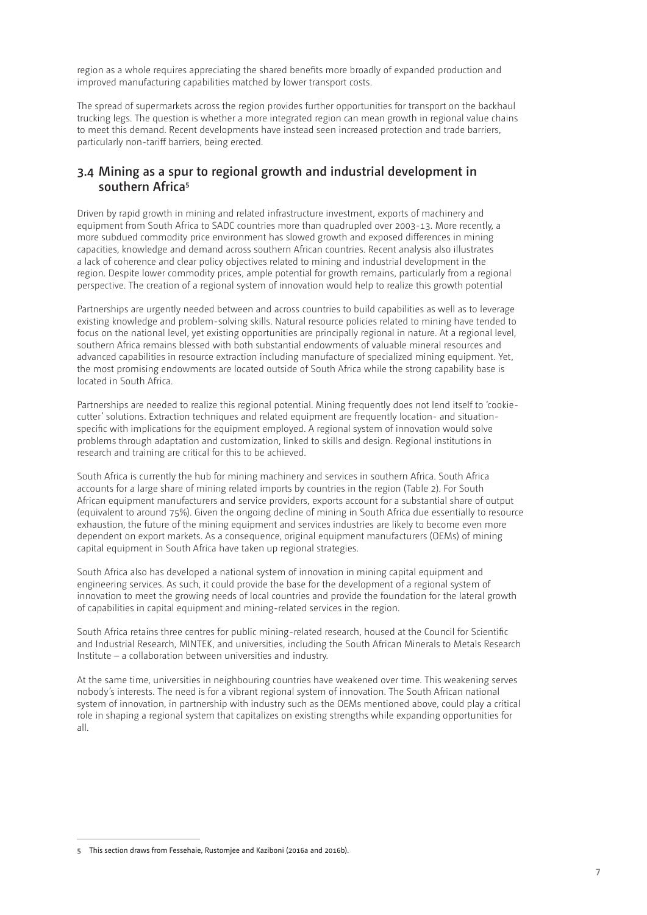region as a whole requires appreciating the shared benefits more broadly of expanded production and improved manufacturing capabilities matched by lower transport costs.

The spread of supermarkets across the region provides further opportunities for transport on the backhaul trucking legs. The question is whether a more integrated region can mean growth in regional value chains to meet this demand. Recent developments have instead seen increased protection and trade barriers, particularly non-tariff barriers, being erected.

## 3.4 Mining as a spur to regional growth and industrial development in southern Africa[5]

Driven by rapid growth in mining and related infrastructure investment, exports of machinery and equipment from South Africa to SADC countries more than quadrupled over 2003-13. More recently, a more subdued commodity price environment has slowed growth and exposed differences in mining capacities, knowledge and demand across southern African countries. Recent analysis also illustrates a lack of coherence and clear policy objectives related to mining and industrial development in the region. Despite lower commodity prices, ample potential for growth remains, particularly from a regional perspective. The creation of a regional system of innovation would help to realize this growth potential

Partnerships are urgently needed between and across countries to build capabilities as well as to leverage existing knowledge and problem-solving skills. Natural resource policies related to mining have tended to focus on the national level, yet existing opportunities are principally regional in nature. At a regional level, southern Africa remains blessed with both substantial endowments of valuable mineral resources and advanced capabilities in resource extraction including manufacture of specialized mining equipment. Yet, the most promising endowments are located outside of South Africa while the strong capability base is located in South Africa.

Partnerships are needed to realize this regional potential. Mining frequently does not lend itself to 'cookie-cutter' solutions. Extraction techniques and related equipment are frequently location- and situation-specific with implications for the equipment employed. A regional system of innovation would solve problems through adaptation and customization, linked to skills and design. Regional institutions in research and training are critical for this to be achieved.

South Africa is currently the hub for mining machinery and services in southern Africa. South Africa accounts for a large share of mining related imports by countries in the region (Table 2). For South African equipment manufacturers and service providers, exports account for a substantial share of output (equivalent to around 75%). Given the ongoing decline of mining in South Africa due essentially to resource exhaustion, the future of the mining equipment and services industries are likely to become even more dependent on export markets. As a consequence, original equipment manufacturers (OEMs) of mining capital equipment in South Africa have taken up regional strategies.

South Africa also has developed a national system of innovation in mining capital equipment and engineering services. As such, it could provide the base for the development of a regional system of innovation to meet the growing needs of local countries and provide the foundation for the lateral growth of capabilities in capital equipment and mining-related services in the region.

South Africa retains three centres for public mining-related research, housed at the Council for Scientific and Industrial Research, MINTEK, and universities, including the South African Minerals to Metals Research Institute – a collaboration between universities and industry.

At the same time, universities in neighbouring countries have weakened over time. This weakening serves nobody's interests. The need is for a vibrant regional system of innovation. The South African national system of innovation, in partnership with industry such as the OEMs mentioned above, could play a critical role in shaping a regional system that capitalizes on existing strengths while expanding opportunities for all.

---

[5] This section draws from Fessehaie, Rustomjee and Kaziboni (2016a and 2016b).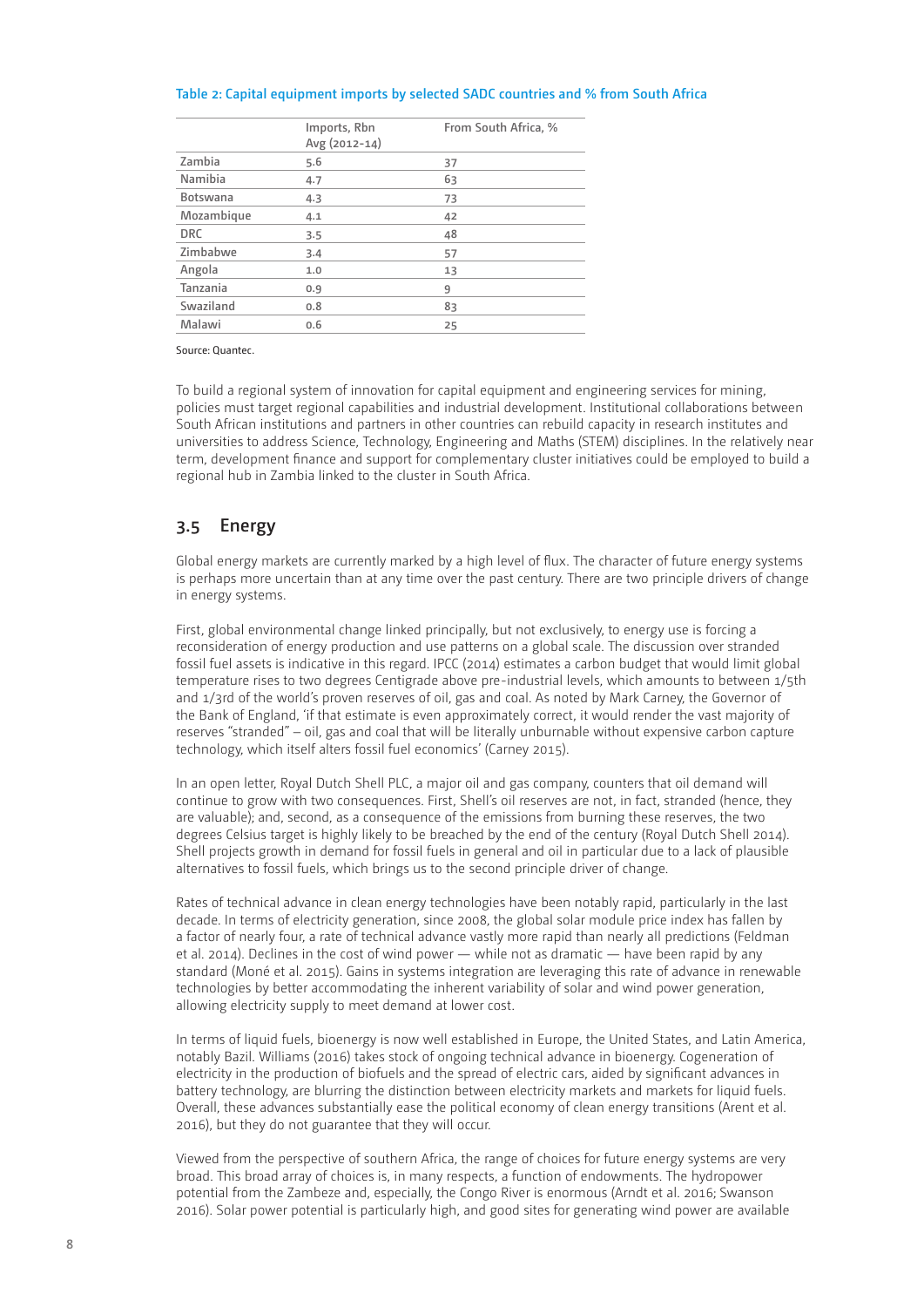**Table 2: Capital equipment imports by selected SADC countries and % from South Africa**

| | Imports, Rbn Avg (2012-14) | From South Africa, % |
|---|---|---|
| Zambia | 5.6 | 37 |
| Namibia | 4.7 | 63 |
| Botswana | 4.3 | 73 |
| Mozambique | 4.1 | 42 |
| DRC | 3.5 | 48 |
| Zimbabwe | 3.4 | 57 |
| Angola | 1.0 | 13 |
| Tanzania | 0.9 | 9 |
| Swaziland | 0.8 | 83 |
| Malawi | 0.6 | 25 |

Source: Quantec.

To build a regional system of innovation for capital equipment and engineering services for mining, policies must target regional capabilities and industrial development. Institutional collaborations between South African institutions and partners in other countries can rebuild capacity in research institutes and universities to address Science, Technology, Engineering and Maths (STEM) disciplines. In the relatively near term, development finance and support for complementary cluster initiatives could be employed to build a regional hub in Zambia linked to the cluster in South Africa.

## 3.5 Energy

Global energy markets are currently marked by a high level of flux. The character of future energy systems is perhaps more uncertain than at any time over the past century. There are two principle drivers of change in energy systems.

First, global environmental change linked principally, but not exclusively, to energy use is forcing a reconsideration of energy production and use patterns on a global scale. The discussion over stranded fossil fuel assets is indicative in this regard. IPCC (2014) estimates a carbon budget that would limit global temperature rises to two degrees Centigrade above pre-industrial levels, which amounts to between 1/5th and 1/3rd of the world's proven reserves of oil, gas and coal. As noted by Mark Carney, the Governor of the Bank of England, 'if that estimate is even approximately correct, it would render the vast majority of reserves "stranded" – oil, gas and coal that will be literally unburnable without expensive carbon capture technology, which itself alters fossil fuel economics' (Carney 2015).

In an open letter, Royal Dutch Shell PLC, a major oil and gas company, counters that oil demand will continue to grow with two consequences. First, Shell's oil reserves are not, in fact, stranded (hence, they are valuable); and, second, as a consequence of the emissions from burning these reserves, the two degrees Celsius target is highly likely to be breached by the end of the century (Royal Dutch Shell 2014). Shell projects growth in demand for fossil fuels in general and oil in particular due to a lack of plausible alternatives to fossil fuels, which brings us to the second principle driver of change.

Rates of technical advance in clean energy technologies have been notably rapid, particularly in the last decade. In terms of electricity generation, since 2008, the global solar module price index has fallen by a factor of nearly four, a rate of technical advance vastly more rapid than nearly all predictions (Feldman et al. 2014). Declines in the cost of wind power — while not as dramatic — have been rapid by any standard (Moné et al. 2015). Gains in systems integration are leveraging this rate of advance in renewable technologies by better accommodating the inherent variability of solar and wind power generation, allowing electricity supply to meet demand at lower cost.

In terms of liquid fuels, bioenergy is now well established in Europe, the United States, and Latin America, notably Bazil. Williams (2016) takes stock of ongoing technical advance in bioenergy. Cogeneration of electricity in the production of biofuels and the spread of electric cars, aided by significant advances in battery technology, are blurring the distinction between electricity markets and markets for liquid fuels. Overall, these advances substantially ease the political economy of clean energy transitions (Arent et al. 2016), but they do not guarantee that they will occur.

Viewed from the perspective of southern Africa, the range of choices for future energy systems are very broad. This broad array of choices is, in many respects, a function of endowments. The hydropower potential from the Zambeze and, especially, the Congo River is enormous (Arndt et al. 2016; Swanson 2016). Solar power potential is particularly high, and good sites for generating wind power are available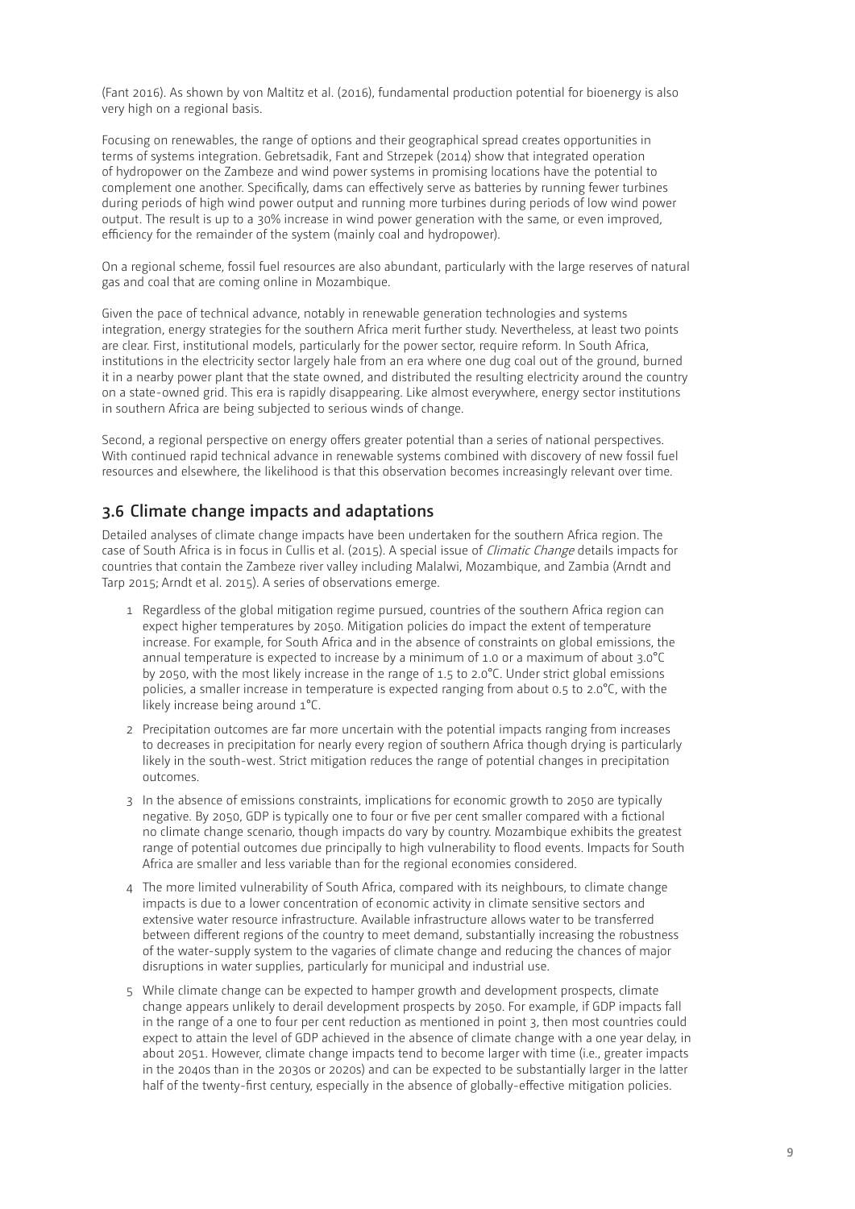(Fant 2016). As shown by von Maltitz et al. (2016), fundamental production potential for bioenergy is also very high on a regional basis.

Focusing on renewables, the range of options and their geographical spread creates opportunities in terms of systems integration. Gebretsadik, Fant and Strzepek (2014) show that integrated operation of hydropower on the Zambeze and wind power systems in promising locations have the potential to complement one another. Specifically, dams can effectively serve as batteries by running fewer turbines during periods of high wind power output and running more turbines during periods of low wind power output. The result is up to a 30% increase in wind power generation with the same, or even improved, efficiency for the remainder of the system (mainly coal and hydropower).

On a regional scheme, fossil fuel resources are also abundant, particularly with the large reserves of natural gas and coal that are coming online in Mozambique.

Given the pace of technical advance, notably in renewable generation technologies and systems integration, energy strategies for the southern Africa merit further study. Nevertheless, at least two points are clear. First, institutional models, particularly for the power sector, require reform. In South Africa, institutions in the electricity sector largely hale from an era where one dug coal out of the ground, burned it in a nearby power plant that the state owned, and distributed the resulting electricity around the country on a state-owned grid. This era is rapidly disappearing. Like almost everywhere, energy sector institutions in southern Africa are being subjected to serious winds of change.

Second, a regional perspective on energy offers greater potential than a series of national perspectives. With continued rapid technical advance in renewable systems combined with discovery of new fossil fuel resources and elsewhere, the likelihood is that this observation becomes increasingly relevant over time.

## 3.6 Climate change impacts and adaptations

Detailed analyses of climate change impacts have been undertaken for the southern Africa region. The case of South Africa is in focus in Cullis et al. (2015). A special issue of *Climatic Change* details impacts for countries that contain the Zambeze river valley including Malalwi, Mozambique, and Zambia (Arndt and Tarp 2015; Arndt et al. 2015). A series of observations emerge.

1. Regardless of the global mitigation regime pursued, countries of the southern Africa region can expect higher temperatures by 2050. Mitigation policies do impact the extent of temperature increase. For example, for South Africa and in the absence of constraints on global emissions, the annual temperature is expected to increase by a minimum of 1.0 or a maximum of about 3.0°C by 2050, with the most likely increase in the range of 1.5 to 2.0°C. Under strict global emissions policies, a smaller increase in temperature is expected ranging from about 0.5 to 2.0°C, with the likely increase being around 1°C.
2. Precipitation outcomes are far more uncertain with the potential impacts ranging from increases to decreases in precipitation for nearly every region of southern Africa though drying is particularly likely in the south-west. Strict mitigation reduces the range of potential changes in precipitation outcomes.
3. In the absence of emissions constraints, implications for economic growth to 2050 are typically negative. By 2050, GDP is typically one to four or five per cent smaller compared with a fictional no climate change scenario, though impacts do vary by country. Mozambique exhibits the greatest range of potential outcomes due principally to high vulnerability to flood events. Impacts for South Africa are smaller and less variable than for the regional economies considered.
4. The more limited vulnerability of South Africa, compared with its neighbours, to climate change impacts is due to a lower concentration of economic activity in climate sensitive sectors and extensive water resource infrastructure. Available infrastructure allows water to be transferred between different regions of the country to meet demand, substantially increasing the robustness of the water-supply system to the vagaries of climate change and reducing the chances of major disruptions in water supplies, particularly for municipal and industrial use.
5. While climate change can be expected to hamper growth and development prospects, climate change appears unlikely to derail development prospects by 2050. For example, if GDP impacts fall in the range of a one to four per cent reduction as mentioned in point 3, then most countries could expect to attain the level of GDP achieved in the absence of climate change with a one year delay, in about 2051. However, climate change impacts tend to become larger with time (i.e., greater impacts in the 2040s than in the 2030s or 2020s) and can be expected to be substantially larger in the latter half of the twenty-first century, especially in the absence of globally-effective mitigation policies.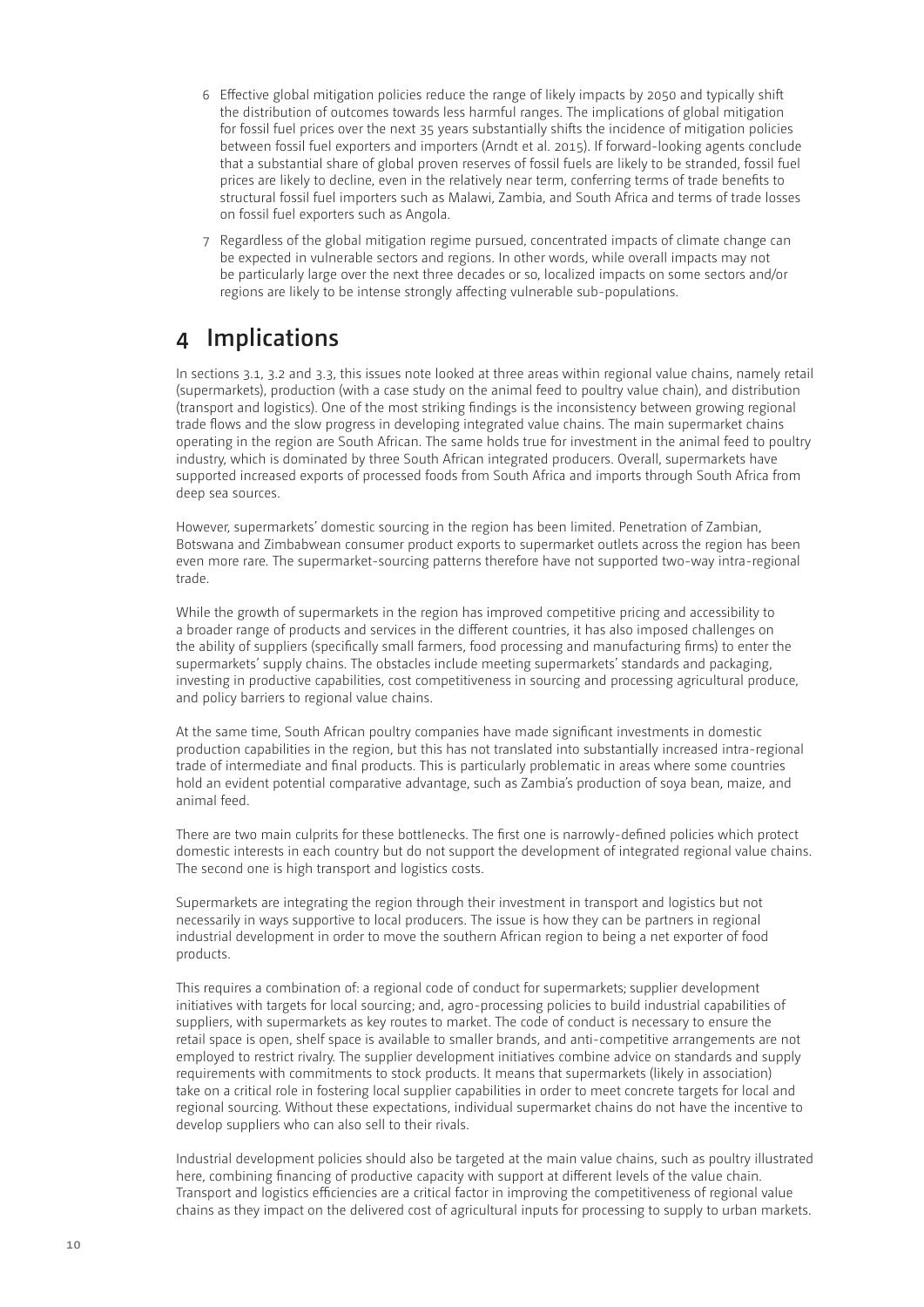6 Effective global mitigation policies reduce the range of likely impacts by 2050 and typically shift the distribution of outcomes towards less harmful ranges. The implications of global mitigation for fossil fuel prices over the next 35 years substantially shifts the incidence of mitigation policies between fossil fuel exporters and importers (Arndt et al. 2015). If forward-looking agents conclude that a substantial share of global proven reserves of fossil fuels are likely to be stranded, fossil fuel prices are likely to decline, even in the relatively near term, conferring terms of trade benefits to structural fossil fuel importers such as Malawi, Zambia, and South Africa and terms of trade losses on fossil fuel exporters such as Angola.

7 Regardless of the global mitigation regime pursued, concentrated impacts of climate change can be expected in vulnerable sectors and regions. In other words, while overall impacts may not be particularly large over the next three decades or so, localized impacts on some sectors and/or regions are likely to be intense strongly affecting vulnerable sub-populations.

# 4 Implications

In sections 3.1, 3.2 and 3.3, this issues note looked at three areas within regional value chains, namely retail (supermarkets), production (with a case study on the animal feed to poultry value chain), and distribution (transport and logistics). One of the most striking findings is the inconsistency between growing regional trade flows and the slow progress in developing integrated value chains. The main supermarket chains operating in the region are South African. The same holds true for investment in the animal feed to poultry industry, which is dominated by three South African integrated producers. Overall, supermarkets have supported increased exports of processed foods from South Africa and imports through South Africa from deep sea sources.

However, supermarkets' domestic sourcing in the region has been limited. Penetration of Zambian, Botswana and Zimbabwean consumer product exports to supermarket outlets across the region has been even more rare. The supermarket-sourcing patterns therefore have not supported two-way intra-regional trade.

While the growth of supermarkets in the region has improved competitive pricing and accessibility to a broader range of products and services in the different countries, it has also imposed challenges on the ability of suppliers (specifically small farmers, food processing and manufacturing firms) to enter the supermarkets' supply chains. The obstacles include meeting supermarkets' standards and packaging, investing in productive capabilities, cost competitiveness in sourcing and processing agricultural produce, and policy barriers to regional value chains.

At the same time, South African poultry companies have made significant investments in domestic production capabilities in the region, but this has not translated into substantially increased intra-regional trade of intermediate and final products. This is particularly problematic in areas where some countries hold an evident potential comparative advantage, such as Zambia's production of soya bean, maize, and animal feed.

There are two main culprits for these bottlenecks. The first one is narrowly-defined policies which protect domestic interests in each country but do not support the development of integrated regional value chains. The second one is high transport and logistics costs.

Supermarkets are integrating the region through their investment in transport and logistics but not necessarily in ways supportive to local producers. The issue is how they can be partners in regional industrial development in order to move the southern African region to being a net exporter of food products.

This requires a combination of: a regional code of conduct for supermarkets; supplier development initiatives with targets for local sourcing; and, agro-processing policies to build industrial capabilities of suppliers, with supermarkets as key routes to market. The code of conduct is necessary to ensure the retail space is open, shelf space is available to smaller brands, and anti-competitive arrangements are not employed to restrict rivalry. The supplier development initiatives combine advice on standards and supply requirements with commitments to stock products. It means that supermarkets (likely in association) take on a critical role in fostering local supplier capabilities in order to meet concrete targets for local and regional sourcing. Without these expectations, individual supermarket chains do not have the incentive to develop suppliers who can also sell to their rivals.

Industrial development policies should also be targeted at the main value chains, such as poultry illustrated here, combining financing of productive capacity with support at different levels of the value chain. Transport and logistics efficiencies are a critical factor in improving the competitiveness of regional value chains as they impact on the delivered cost of agricultural inputs for processing to supply to urban markets.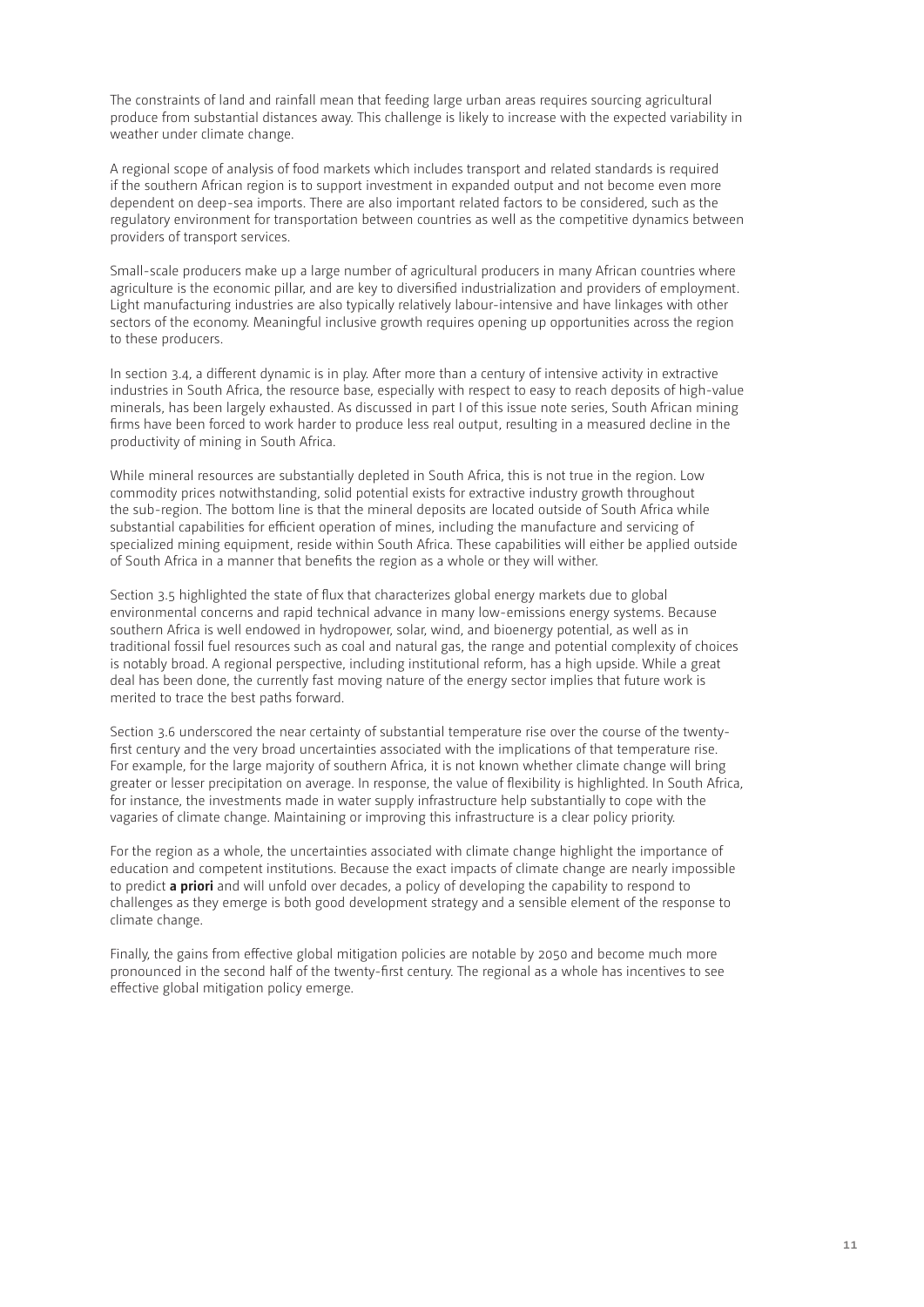The constraints of land and rainfall mean that feeding large urban areas requires sourcing agricultural produce from substantial distances away. This challenge is likely to increase with the expected variability in weather under climate change.

A regional scope of analysis of food markets which includes transport and related standards is required if the southern African region is to support investment in expanded output and not become even more dependent on deep-sea imports. There are also important related factors to be considered, such as the regulatory environment for transportation between countries as well as the competitive dynamics between providers of transport services.

Small-scale producers make up a large number of agricultural producers in many African countries where agriculture is the economic pillar, and are key to diversified industrialization and providers of employment. Light manufacturing industries are also typically relatively labour-intensive and have linkages with other sectors of the economy. Meaningful inclusive growth requires opening up opportunities across the region to these producers.

In section 3.4, a different dynamic is in play. After more than a century of intensive activity in extractive industries in South Africa, the resource base, especially with respect to easy to reach deposits of high-value minerals, has been largely exhausted. As discussed in part I of this issue note series, South African mining firms have been forced to work harder to produce less real output, resulting in a measured decline in the productivity of mining in South Africa.

While mineral resources are substantially depleted in South Africa, this is not true in the region. Low commodity prices notwithstanding, solid potential exists for extractive industry growth throughout the sub-region. The bottom line is that the mineral deposits are located outside of South Africa while substantial capabilities for efficient operation of mines, including the manufacture and servicing of specialized mining equipment, reside within South Africa. These capabilities will either be applied outside of South Africa in a manner that benefits the region as a whole or they will wither.

Section 3.5 highlighted the state of flux that characterizes global energy markets due to global environmental concerns and rapid technical advance in many low-emissions energy systems. Because southern Africa is well endowed in hydropower, solar, wind, and bioenergy potential, as well as in traditional fossil fuel resources such as coal and natural gas, the range and potential complexity of choices is notably broad. A regional perspective, including institutional reform, has a high upside. While a great deal has been done, the currently fast moving nature of the energy sector implies that future work is merited to trace the best paths forward.

Section 3.6 underscored the near certainty of substantial temperature rise over the course of the twenty-first century and the very broad uncertainties associated with the implications of that temperature rise. For example, for the large majority of southern Africa, it is not known whether climate change will bring greater or lesser precipitation on average. In response, the value of flexibility is highlighted. In South Africa, for instance, the investments made in water supply infrastructure help substantially to cope with the vagaries of climate change. Maintaining or improving this infrastructure is a clear policy priority.

For the region as a whole, the uncertainties associated with climate change highlight the importance of education and competent institutions. Because the exact impacts of climate change are nearly impossible to predict **a priori** and will unfold over decades, a policy of developing the capability to respond to challenges as they emerge is both good development strategy and a sensible element of the response to climate change.

Finally, the gains from effective global mitigation policies are notable by 2050 and become much more pronounced in the second half of the twenty-first century. The regional as a whole has incentives to see effective global mitigation policy emerge.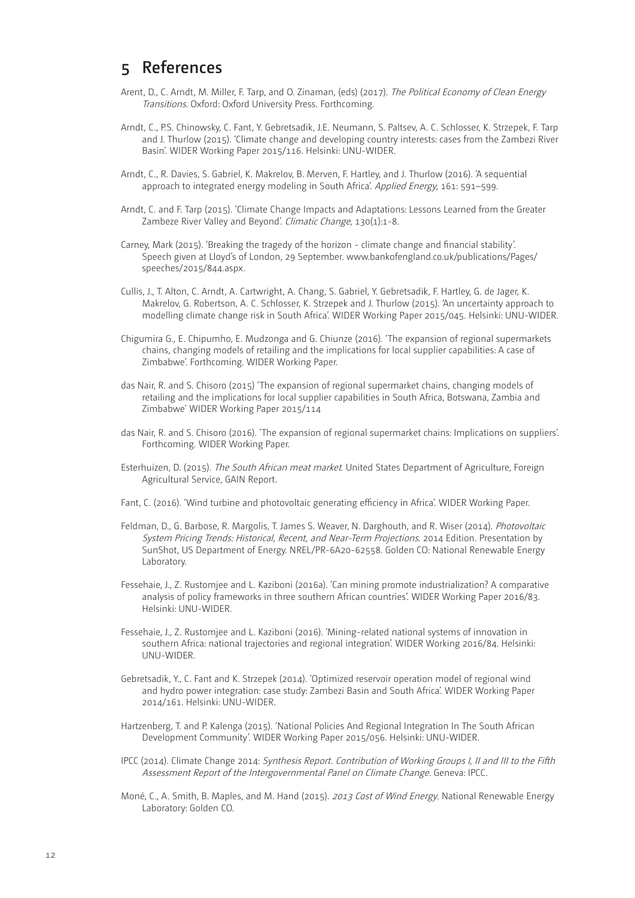## 5 References

Arent, D., C. Arndt, M. Miller, F. Tarp, and O. Zinaman, (eds) (2017). *The Political Economy of Clean Energy Transitions*. Oxford: Oxford University Press. Forthcoming.

Arndt, C., P.S. Chinowsky, C. Fant, Y. Gebretsadik, J.E. Neumann, S. Paltsev, A. C. Schlosser, K. Strzepek, F. Tarp and J. Thurlow (2015). 'Climate change and developing country interests: cases from the Zambezi River Basin'. WIDER Working Paper 2015/116. Helsinki: UNU-WIDER.

Arndt, C., R. Davies, S. Gabriel, K. Makrelov, B. Merven, F. Hartley, and J. Thurlow (2016). 'A sequential approach to integrated energy modeling in South Africa'. *Applied Energy*, 161: 591–599.

Arndt, C. and F. Tarp (2015). 'Climate Change Impacts and Adaptations: Lessons Learned from the Greater Zambeze River Valley and Beyond'. *Climatic Change*, 130(1):1-8.

Carney, Mark (2015). 'Breaking the tragedy of the horizon - climate change and financial stability'. Speech given at Lloyd's of London, 29 September. www.bankofengland.co.uk/publications/Pages/speeches/2015/844.aspx.

Cullis, J., T. Alton, C. Arndt, A. Cartwright, A. Chang, S. Gabriel, Y. Gebretsadik, F. Hartley, G. de Jager, K. Makrelov, G. Robertson, A. C. Schlosser, K. Strzepek and J. Thurlow (2015). 'An uncertainty approach to modelling climate change risk in South Africa'. WIDER Working Paper 2015/045. Helsinki: UNU-WIDER.

Chigumira G., E. Chipumho, E. Mudzonga and G. Chiunze (2016). 'The expansion of regional supermarkets chains, changing models of retailing and the implications for local supplier capabilities: A case of Zimbabwe'. Forthcoming. WIDER Working Paper.

das Nair, R. and S. Chisoro (2015) 'The expansion of regional supermarket chains, changing models of retailing and the implications for local supplier capabilities in South Africa, Botswana, Zambia and Zimbabwe' WIDER Working Paper 2015/114

das Nair, R. and S. Chisoro (2016). 'The expansion of regional supermarket chains: Implications on suppliers'. Forthcoming. WIDER Working Paper.

Esterhuizen, D. (2015). *The South African meat market*. United States Department of Agriculture, Foreign Agricultural Service, GAIN Report.

Fant, C. (2016). 'Wind turbine and photovoltaic generating efficiency in Africa'. WIDER Working Paper.

Feldman, D., G. Barbose, R. Margolis, T. James S. Weaver, N. Darghouth, and R. Wiser (2014). *Photovoltaic System Pricing Trends: Historical, Recent, and Near-Term Projections*. 2014 Edition. Presentation by SunShot, US Department of Energy. NREL/PR-6A20-62558. Golden CO: National Renewable Energy Laboratory.

Fessehaie, J., Z. Rustomjee and L. Kaziboni (2016a). 'Can mining promote industrialization? A comparative analysis of policy frameworks in three southern African countries'. WIDER Working Paper 2016/83. Helsinki: UNU-WIDER.

Fessehaie, J., Z. Rustomjee and L. Kaziboni (2016). 'Mining-related national systems of innovation in southern Africa: national trajectories and regional integration'. WIDER Working 2016/84. Helsinki: UNU-WIDER.

Gebretsadik, Y., C. Fant and K. Strzepek (2014). 'Optimized reservoir operation model of regional wind and hydro power integration: case study: Zambezi Basin and South Africa'. WIDER Working Paper 2014/161. Helsinki: UNU-WIDER.

Hartzenberg, T. and P. Kalenga (2015). 'National Policies And Regional Integration In The South African Development Community'. WIDER Working Paper 2015/056. Helsinki: UNU-WIDER.

IPCC (2014). Climate Change 2014: *Synthesis Report*. *Contribution of Working Groups I, II and III to the Fifth Assessment Report of the Intergovernmental Panel on Climate Change*. Geneva: IPCC.

Moné, C., A. Smith, B. Maples, and M. Hand (2015). *2013 Cost of Wind Energy*. National Renewable Energy Laboratory: Golden CO.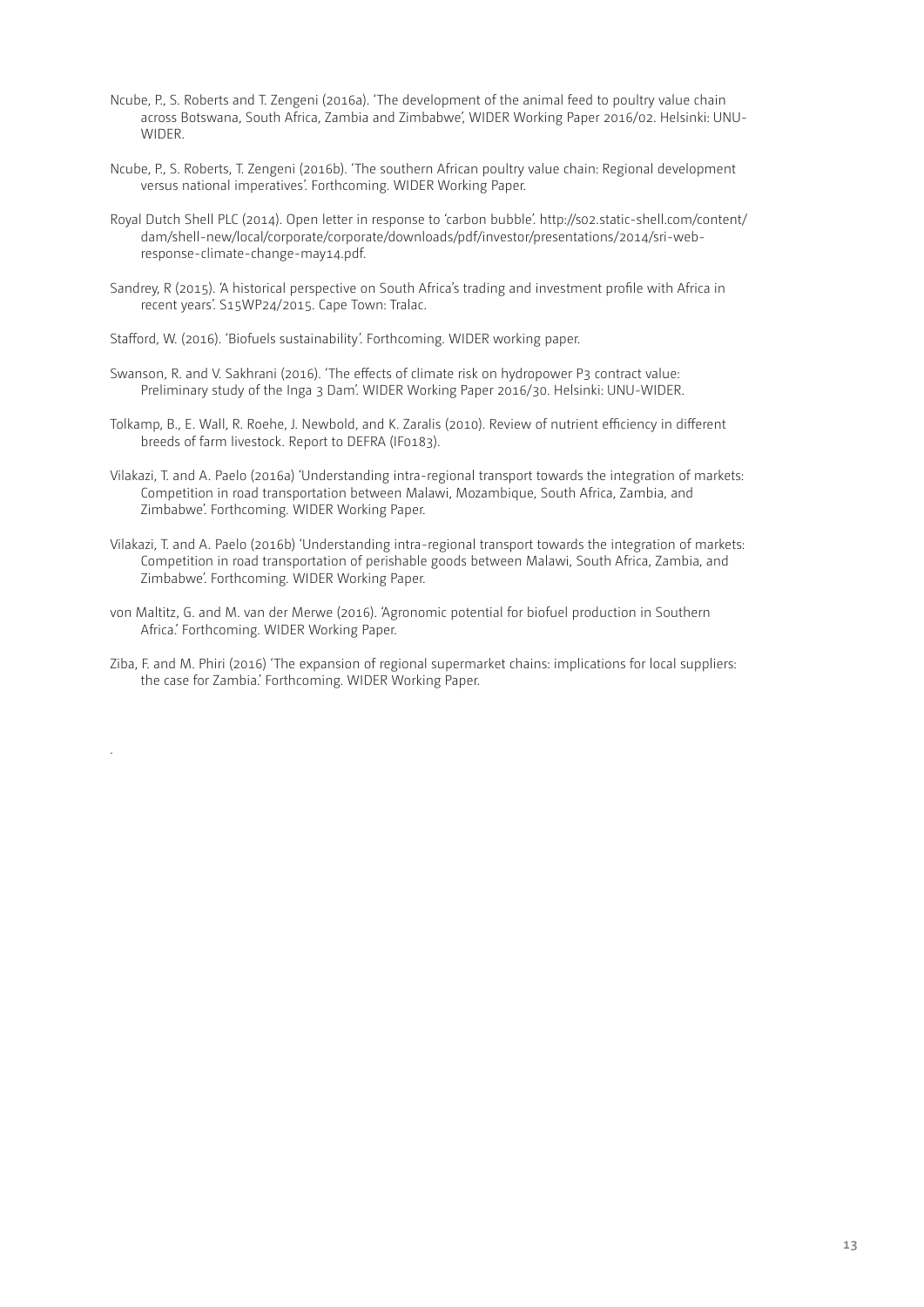Ncube, P., S. Roberts and T. Zengeni (2016a). 'The development of the animal feed to poultry value chain across Botswana, South Africa, Zambia and Zimbabwe', WIDER Working Paper 2016/02. Helsinki: UNU-WIDER.

Ncube, P., S. Roberts, T. Zengeni (2016b). 'The southern African poultry value chain: Regional development versus national imperatives'. Forthcoming. WIDER Working Paper.

Royal Dutch Shell PLC (2014). Open letter in response to 'carbon bubble'. http://s02.static-shell.com/content/dam/shell-new/local/corporate/corporate/downloads/pdf/investor/presentations/2014/sri-web-response-climate-change-may14.pdf.

Sandrey, R (2015). 'A historical perspective on South Africa's trading and investment profile with Africa in recent years'. S15WP24/2015. Cape Town: Tralac.

Stafford, W. (2016). 'Biofuels sustainability'. Forthcoming. WIDER working paper.

Swanson, R. and V. Sakhrani (2016). 'The effects of climate risk on hydropower P3 contract value: Preliminary study of the Inga 3 Dam'. WIDER Working Paper 2016/30. Helsinki: UNU-WIDER.

Tolkamp, B., E. Wall, R. Roehe, J. Newbold, and K. Zaralis (2010). Review of nutrient efficiency in different breeds of farm livestock. Report to DEFRA (IF0183).

Vilakazi, T. and A. Paelo (2016a) 'Understanding intra-regional transport towards the integration of markets: Competition in road transportation between Malawi, Mozambique, South Africa, Zambia, and Zimbabwe'. Forthcoming. WIDER Working Paper.

Vilakazi, T. and A. Paelo (2016b) 'Understanding intra-regional transport towards the integration of markets: Competition in road transportation of perishable goods between Malawi, South Africa, Zambia, and Zimbabwe'. Forthcoming. WIDER Working Paper.

von Maltitz, G. and M. van der Merwe (2016). 'Agronomic potential for biofuel production in Southern Africa.' Forthcoming. WIDER Working Paper.

Ziba, F. and M. Phiri (2016) 'The expansion of regional supermarket chains: implications for local suppliers: the case for Zambia.' Forthcoming. WIDER Working Paper.